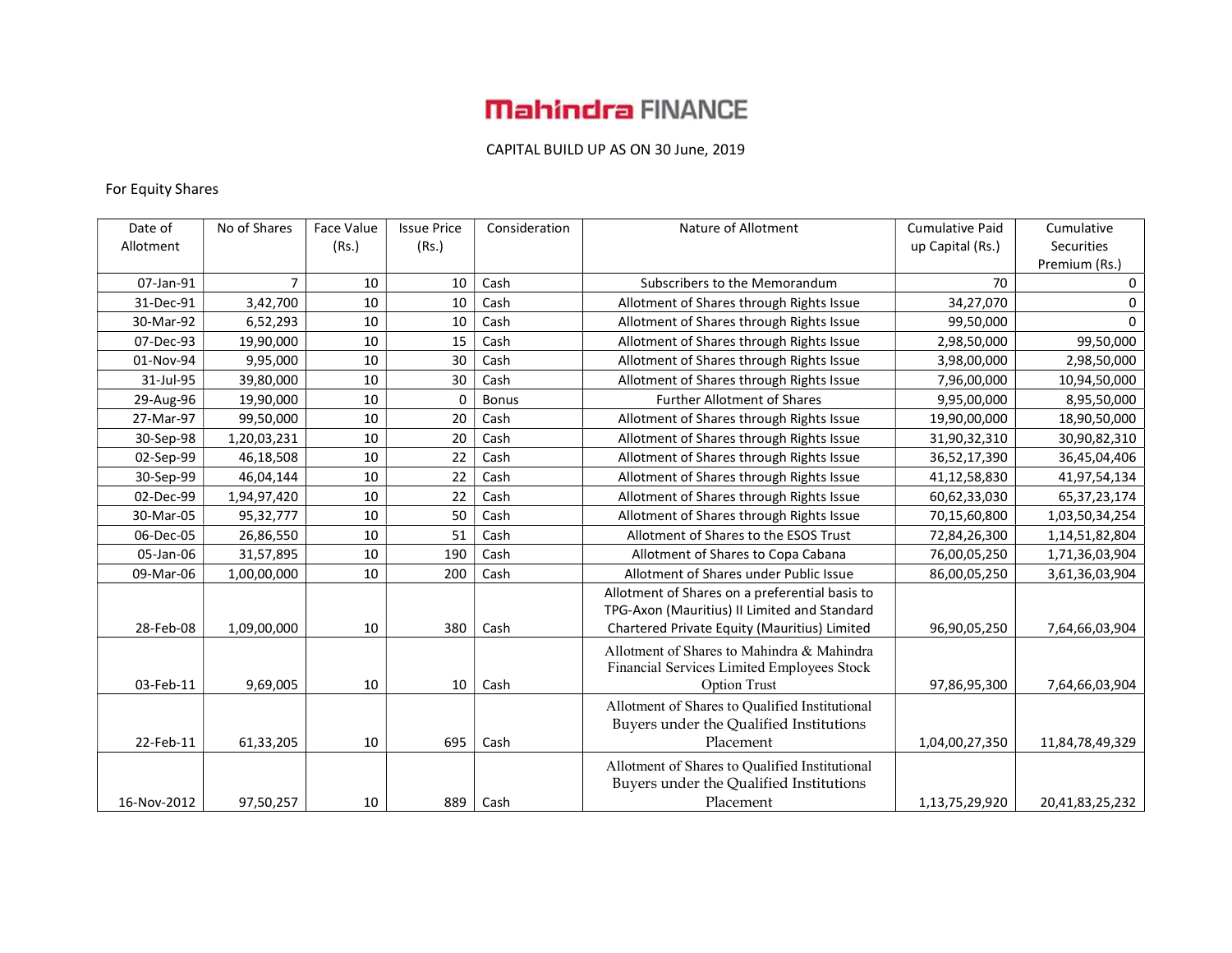# Mahindra FINANCE

CAPITAL BUILD UP AS ON 30 June, 2019

For Equity Shares

| Date of Allotment | No of Shares | Face Value (Rs.) | Issue Price (Rs.) | Consideration | Nature of Allotment | Cumulative Paid up Capital (Rs.) | Cumulative Securities Premium (Rs.) |
|---|---|---|---|---|---|---|---|
| 07-Jan-91 | 7 | 10 | 10 | Cash | Subscribers to the Memorandum | 70 | 0 |
| 31-Dec-91 | 3,42,700 | 10 | 10 | Cash | Allotment of Shares through Rights Issue | 34,27,070 | 0 |
| 30-Mar-92 | 6,52,293 | 10 | 10 | Cash | Allotment of Shares through Rights Issue | 99,50,000 | 0 |
| 07-Dec-93 | 19,90,000 | 10 | 15 | Cash | Allotment of Shares through Rights Issue | 2,98,50,000 | 99,50,000 |
| 01-Nov-94 | 9,95,000 | 10 | 30 | Cash | Allotment of Shares through Rights Issue | 3,98,00,000 | 2,98,50,000 |
| 31-Jul-95 | 39,80,000 | 10 | 30 | Cash | Allotment of Shares through Rights Issue | 7,96,00,000 | 10,94,50,000 |
| 29-Aug-96 | 19,90,000 | 10 | 0 | Bonus | Further Allotment of Shares | 9,95,00,000 | 8,95,50,000 |
| 27-Mar-97 | 99,50,000 | 10 | 20 | Cash | Allotment of Shares through Rights Issue | 19,90,00,000 | 18,90,50,000 |
| 30-Sep-98 | 1,20,03,231 | 10 | 20 | Cash | Allotment of Shares through Rights Issue | 31,90,32,310 | 30,90,82,310 |
| 02-Sep-99 | 46,18,508 | 10 | 22 | Cash | Allotment of Shares through Rights Issue | 36,52,17,390 | 36,45,04,406 |
| 30-Sep-99 | 46,04,144 | 10 | 22 | Cash | Allotment of Shares through Rights Issue | 41,12,58,830 | 41,97,54,134 |
| 02-Dec-99 | 1,94,97,420 | 10 | 22 | Cash | Allotment of Shares through Rights Issue | 60,62,33,030 | 65,37,23,174 |
| 30-Mar-05 | 95,32,777 | 10 | 50 | Cash | Allotment of Shares through Rights Issue | 70,15,60,800 | 1,03,50,34,254 |
| 06-Dec-05 | 26,86,550 | 10 | 51 | Cash | Allotment of Shares to the ESOS Trust | 72,84,26,300 | 1,14,51,82,804 |
| 05-Jan-06 | 31,57,895 | 10 | 190 | Cash | Allotment of Shares to Copa Cabana | 76,00,05,250 | 1,71,36,03,904 |
| 09-Mar-06 | 1,00,00,000 | 10 | 200 | Cash | Allotment of Shares under Public Issue | 86,00,05,250 | 3,61,36,03,904 |
| 28-Feb-08 | 1,09,00,000 | 10 | 380 | Cash | Allotment of Shares on a preferential basis to TPG-Axon (Mauritius) II Limited and Standard Chartered Private Equity (Mauritius) Limited | 96,90,05,250 | 7,64,66,03,904 |
| 03-Feb-11 | 9,69,005 | 10 | 10 | Cash | Allotment of Shares to Mahindra & Mahindra Financial Services Limited Employees Stock Option Trust | 97,86,95,300 | 7,64,66,03,904 |
| 22-Feb-11 | 61,33,205 | 10 | 695 | Cash | Allotment of Shares to Qualified Institutional Buyers under the Qualified Institutions Placement | 1,04,00,27,350 | 11,84,78,49,329 |
| 16-Nov-2012 | 97,50,257 | 10 | 889 | Cash | Allotment of Shares to Qualified Institutional Buyers under the Qualified Institutions Placement | 1,13,75,29,920 | 20,41,83,25,232 |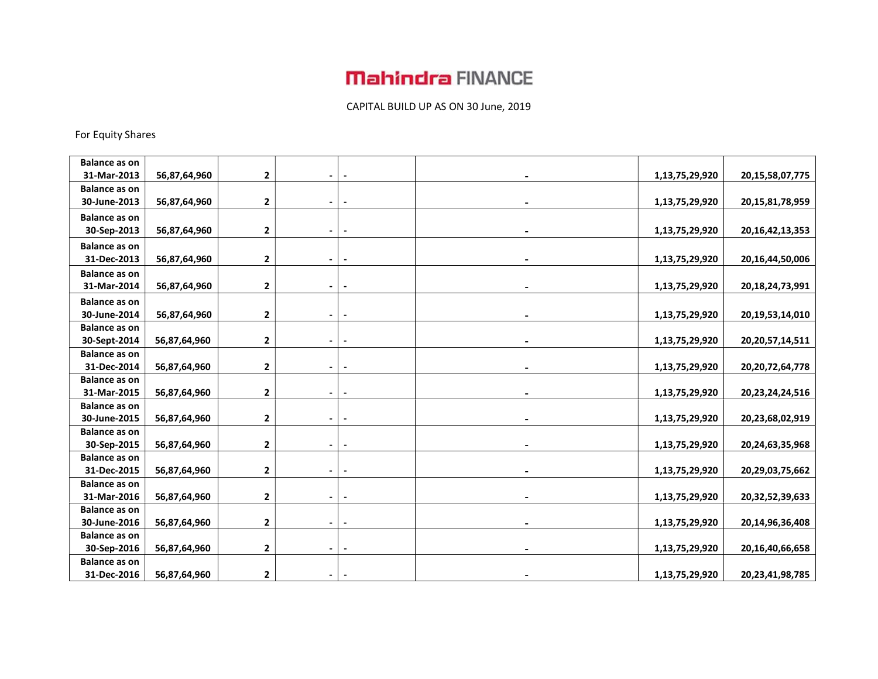Mahindra FINANCE

CAPITAL BUILD UP AS ON 30 June, 2019

For Equity Shares

| | | | | | | | |
|---|---|---|---|---|---|---|---|
| Balance as on 31-Mar-2013 | 56,87,64,960 | 2 | - | - | - | 1,13,75,29,920 | 20,15,58,07,775 |
| Balance as on 30-June-2013 | 56,87,64,960 | 2 | - | - | - | 1,13,75,29,920 | 20,15,81,78,959 |
| Balance as on 30-Sep-2013 | 56,87,64,960 | 2 | - | - | - | 1,13,75,29,920 | 20,16,42,13,353 |
| Balance as on 31-Dec-2013 | 56,87,64,960 | 2 | - | - | - | 1,13,75,29,920 | 20,16,44,50,006 |
| Balance as on 31-Mar-2014 | 56,87,64,960 | 2 | - | - | - | 1,13,75,29,920 | 20,18,24,73,991 |
| Balance as on 30-June-2014 | 56,87,64,960 | 2 | - | - | - | 1,13,75,29,920 | 20,19,53,14,010 |
| Balance as on 30-Sept-2014 | 56,87,64,960 | 2 | - | - | - | 1,13,75,29,920 | 20,20,57,14,511 |
| Balance as on 31-Dec-2014 | 56,87,64,960 | 2 | - | - | - | 1,13,75,29,920 | 20,20,72,64,778 |
| Balance as on 31-Mar-2015 | 56,87,64,960 | 2 | - | - | - | 1,13,75,29,920 | 20,23,24,24,516 |
| Balance as on 30-June-2015 | 56,87,64,960 | 2 | - | - | - | 1,13,75,29,920 | 20,23,68,02,919 |
| Balance as on 30-Sep-2015 | 56,87,64,960 | 2 | - | - | - | 1,13,75,29,920 | 20,24,63,35,968 |
| Balance as on 31-Dec-2015 | 56,87,64,960 | 2 | - | - | - | 1,13,75,29,920 | 20,29,03,75,662 |
| Balance as on 31-Mar-2016 | 56,87,64,960 | 2 | - | - | - | 1,13,75,29,920 | 20,32,52,39,633 |
| Balance as on 30-June-2016 | 56,87,64,960 | 2 | - | - | - | 1,13,75,29,920 | 20,14,96,36,408 |
| Balance as on 30-Sep-2016 | 56,87,64,960 | 2 | - | - | - | 1,13,75,29,920 | 20,16,40,66,658 |
| Balance as on 31-Dec-2016 | 56,87,64,960 | 2 | - | - | - | 1,13,75,29,920 | 20,23,41,98,785 |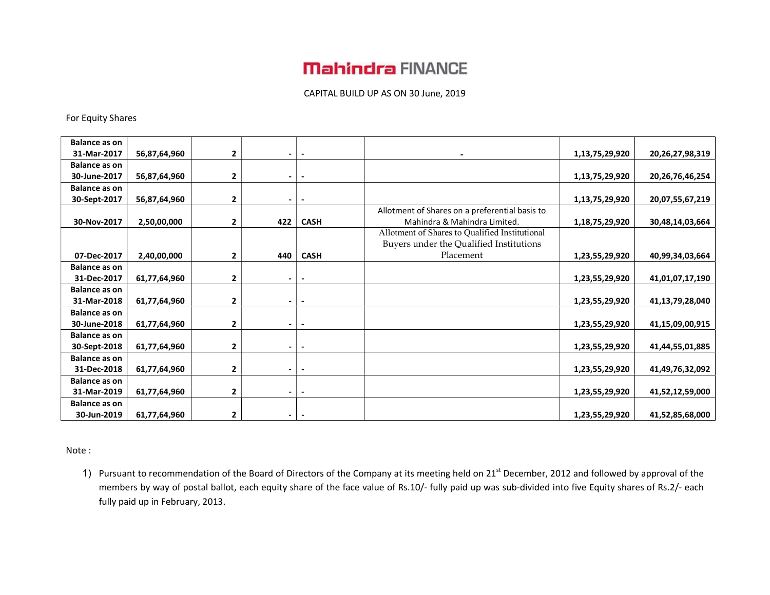# Mahindra FINANCE

CAPITAL BUILD UP AS ON 30 June, 2019

For Equity Shares

| | | | | | | | |
|---|---|---|---|---|---|---|---|
| **Balance as on 31-Mar-2017** | **56,87,64,960** | **2** | **-** | **-** | **-** | **1,13,75,29,920** | **20,26,27,98,319** |
| **Balance as on 30-June-2017** | **56,87,64,960** | **2** | **-** | **-** | | **1,13,75,29,920** | **20,26,76,46,254** |
| **Balance as on 30-Sept-2017** | **56,87,64,960** | **2** | **-** | **-** | | **1,13,75,29,920** | **20,07,55,67,219** |
| **30-Nov-2017** | **2,50,00,000** | **2** | **422** | **CASH** | Allotment of Shares on a preferential basis to Mahindra & Mahindra Limited. | **1,18,75,29,920** | **30,48,14,03,664** |
| **07-Dec-2017** | **2,40,00,000** | **2** | **440** | **CASH** | Allotment of Shares to Qualified Institutional Buyers under the Qualified Institutions Placement | **1,23,55,29,920** | **40,99,34,03,664** |
| **Balance as on 31-Dec-2017** | **61,77,64,960** | **2** | **-** | **-** | | **1,23,55,29,920** | **41,01,07,17,190** |
| **Balance as on 31-Mar-2018** | **61,77,64,960** | **2** | **-** | **-** | | **1,23,55,29,920** | **41,13,79,28,040** |
| **Balance as on 30-June-2018** | **61,77,64,960** | **2** | **-** | **-** | | **1,23,55,29,920** | **41,15,09,00,915** |
| **Balance as on 30-Sept-2018** | **61,77,64,960** | **2** | **-** | **-** | | **1,23,55,29,920** | **41,44,55,01,885** |
| **Balance as on 31-Dec-2018** | **61,77,64,960** | **2** | **-** | **-** | | **1,23,55,29,920** | **41,49,76,32,092** |
| **Balance as on 31-Mar-2019** | **61,77,64,960** | **2** | **-** | **-** | | **1,23,55,29,920** | **41,52,12,59,000** |
| **Balance as on 30-Jun-2019** | **61,77,64,960** | **2** | **-** | **-** | | **1,23,55,29,920** | **41,52,85,68,000** |

Note :

1) Pursuant to recommendation of the Board of Directors of the Company at its meeting held on 21st December, 2012 and followed by approval of the members by way of postal ballot, each equity share of the face value of Rs.10/- fully paid up was sub-divided into five Equity shares of Rs.2/- each fully paid up in February, 2013.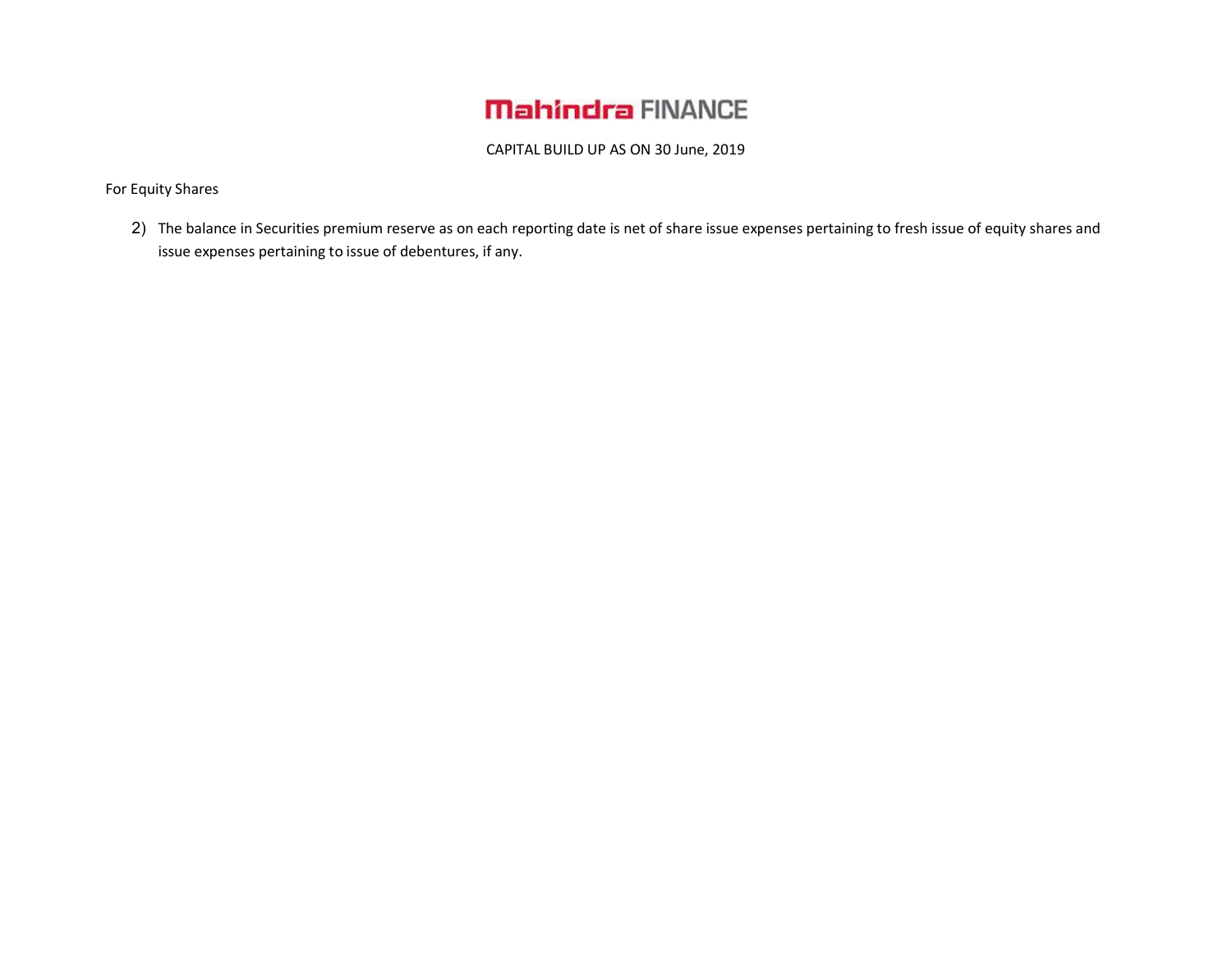# Mahindra FINANCE

CAPITAL BUILD UP AS ON 30 June, 2019

For Equity Shares

2) The balance in Securities premium reserve as on each reporting date is net of share issue expenses pertaining to fresh issue of equity shares and issue expenses pertaining to issue of debentures, if any.